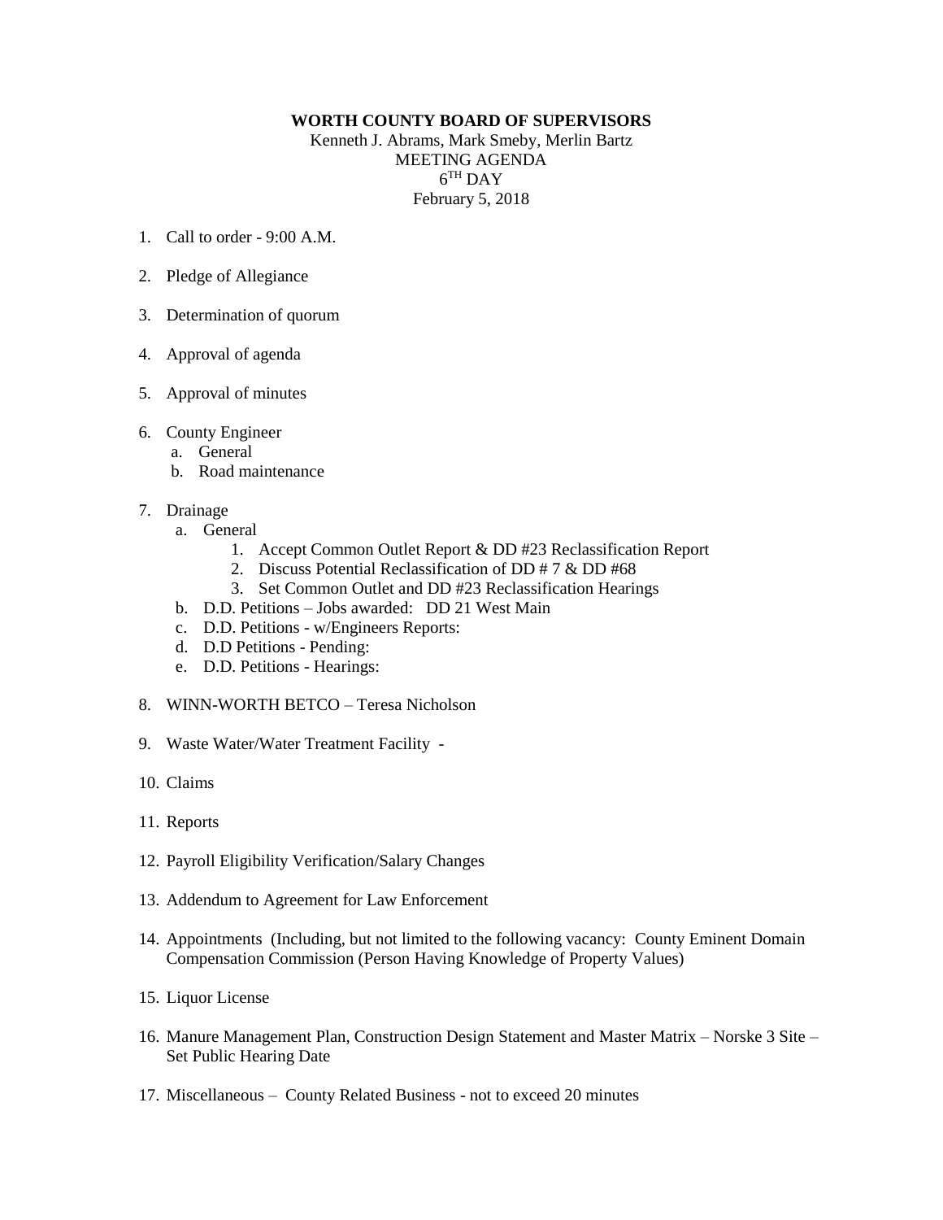**WORTH COUNTY BOARD OF SUPERVISORS**

Kenneth J. Abrams, Mark Smeby, Merlin Bartz
MEETING AGENDA
6TH DAY
February 5, 2018

1. Call to order - 9:00 A.M.

2. Pledge of Allegiance

3. Determination of quorum

4. Approval of agenda

5. Approval of minutes

6. County Engineer
   a. General
   b. Road maintenance

7. Drainage
   a. General
      1. Accept Common Outlet Report & DD #23 Reclassification Report
      2. Discuss Potential Reclassification of DD # 7 & DD #68
      3. Set Common Outlet and DD #23 Reclassification Hearings
   b. D.D. Petitions – Jobs awarded: DD 21 West Main
   c. D.D. Petitions - w/Engineers Reports:
   d. D.D Petitions - Pending:
   e. D.D. Petitions - Hearings:

8. WINN-WORTH BETCO – Teresa Nicholson

9. Waste Water/Water Treatment Facility -

10. Claims

11. Reports

12. Payroll Eligibility Verification/Salary Changes

13. Addendum to Agreement for Law Enforcement

14. Appointments (Including, but not limited to the following vacancy: County Eminent Domain Compensation Commission (Person Having Knowledge of Property Values)

15. Liquor License

16. Manure Management Plan, Construction Design Statement and Master Matrix – Norske 3 Site – Set Public Hearing Date

17. Miscellaneous – County Related Business - not to exceed 20 minutes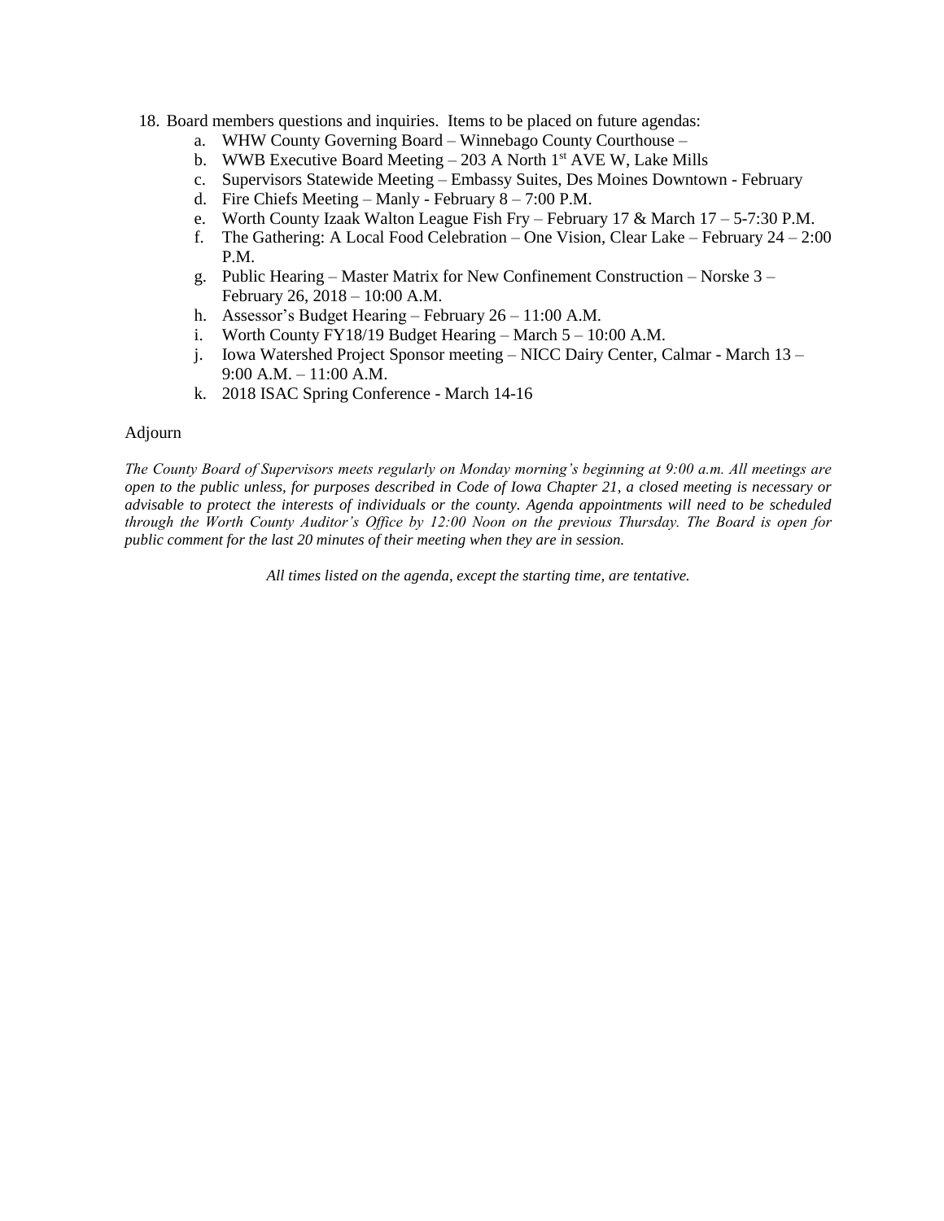18. Board members questions and inquiries. Items to be placed on future agendas:
    a. WHW County Governing Board – Winnebago County Courthouse –
    b. WWB Executive Board Meeting – 203 A North 1st AVE W, Lake Mills
    c. Supervisors Statewide Meeting – Embassy Suites, Des Moines Downtown - February
    d. Fire Chiefs Meeting – Manly - February 8 – 7:00 P.M.
    e. Worth County Izaak Walton League Fish Fry – February 17 & March 17 – 5-7:30 P.M.
    f. The Gathering: A Local Food Celebration – One Vision, Clear Lake – February 24 – 2:00 P.M.
    g. Public Hearing – Master Matrix for New Confinement Construction – Norske 3 – February 26, 2018 – 10:00 A.M.
    h. Assessor's Budget Hearing – February 26 – 11:00 A.M.
    i. Worth County FY18/19 Budget Hearing – March 5 – 10:00 A.M.
    j. Iowa Watershed Project Sponsor meeting – NICC Dairy Center, Calmar - March 13 – 9:00 A.M. – 11:00 A.M.
    k. 2018 ISAC Spring Conference - March 14-16

Adjourn

*The County Board of Supervisors meets regularly on Monday morning's beginning at 9:00 a.m. All meetings are open to the public unless, for purposes described in Code of Iowa Chapter 21, a closed meeting is necessary or advisable to protect the interests of individuals or the county. Agenda appointments will need to be scheduled through the Worth County Auditor's Office by 12:00 Noon on the previous Thursday. The Board is open for public comment for the last 20 minutes of their meeting when they are in session.*

*All times listed on the agenda, except the starting time, are tentative.*